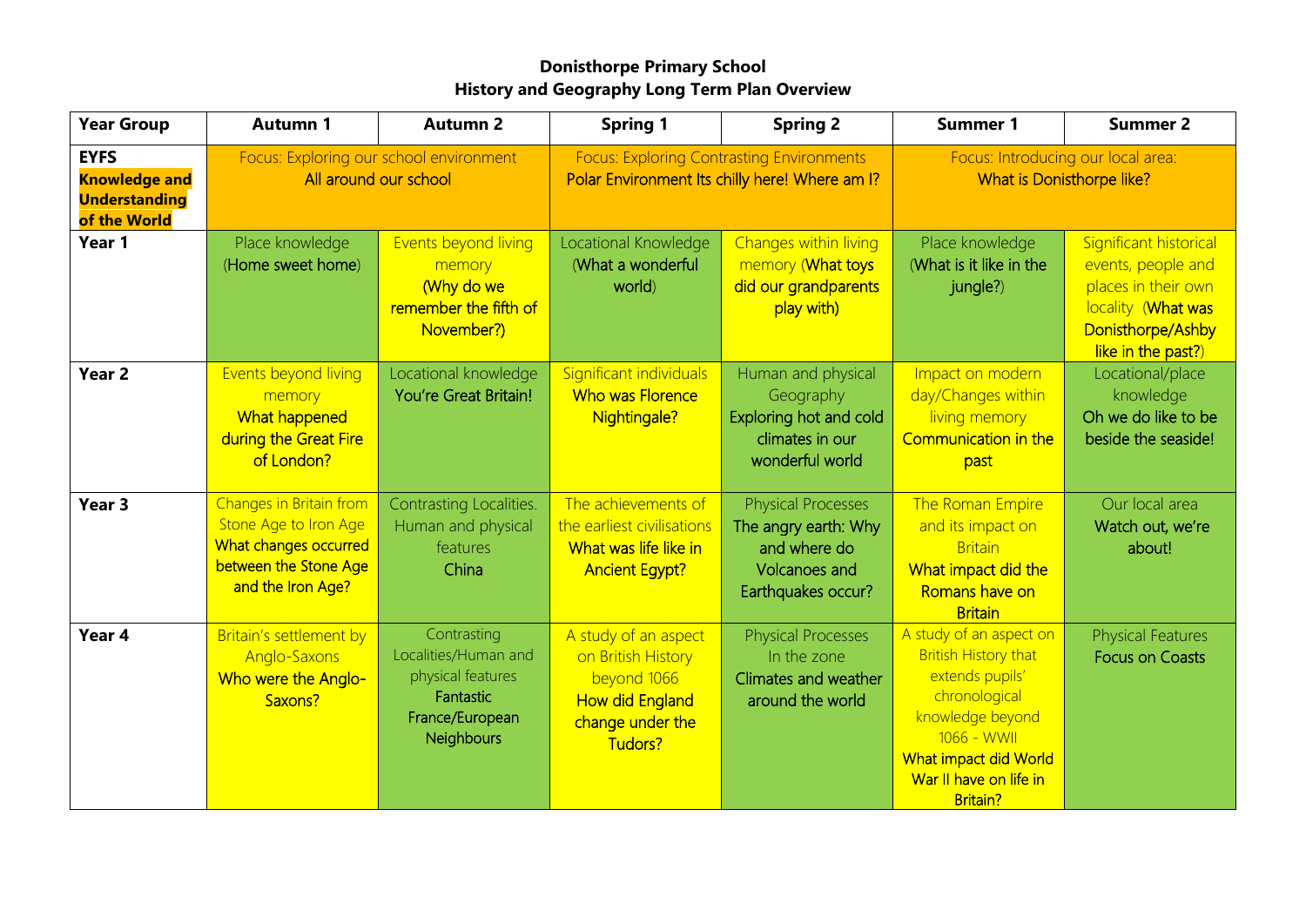**Donisthorpe Primary School**
**History and Geography Long Term Plan Overview**

| Year Group | Autumn 1 | Autumn 2 | Spring 1 | Spring 2 | Summer 1 | Summer 2 |
|---|---|---|---|---|---|---|
| **EYFS** **Knowledge and Understanding of the World** | Focus: Exploring our school environment All around our school | | Focus: Exploring Contrasting Environments Polar Environment Its chilly here! Where am I? | | Focus: Introducing our local area: What is Donisthorpe like? | |
| **Year 1** | Place knowledge (Home sweet home) | Events beyond living memory (Why do we remember the fifth of November?) | Locational Knowledge (What a wonderful world) | Changes within living memory (What toys did our grandparents play with) | Place knowledge (What is it like in the jungle?) | Significant historical events, people and places in their own locality (What was Donisthorpe/Ashby like in the past?) |
| **Year 2** | Events beyond living memory What happened during the Great Fire of London? | Locational knowledge You're Great Britain! | Significant individuals Who was Florence Nightingale? | Human and physical Geography Exploring hot and cold climates in our wonderful world | Impact on modern day/Changes within living memory Communication in the past | Locational/place knowledge Oh we do like to be beside the seaside! |
| **Year 3** | Changes in Britain from Stone Age to Iron Age What changes occurred between the Stone Age and the Iron Age? | Contrasting Localities. Human and physical features China | The achievements of the earliest civilisations What was life like in Ancient Egypt? | Physical Processes The angry earth: Why and where do Volcanoes and Earthquakes occur? | The Roman Empire and its impact on Britain What impact did the Romans have on Britain | Our local area Watch out, we're about! |
| **Year 4** | Britain's settlement by Anglo-Saxons Who were the Anglo-Saxons? | Contrasting Localities/Human and physical features Fantastic France/European Neighbours | A study of an aspect on British History beyond 1066 How did England change under the Tudors? | Physical Processes In the zone Climates and weather around the world | A study of an aspect on British History that extends pupils' chronological knowledge beyond 1066 - WWII What impact did World War II have on life in Britain? | Physical Features Focus on Coasts |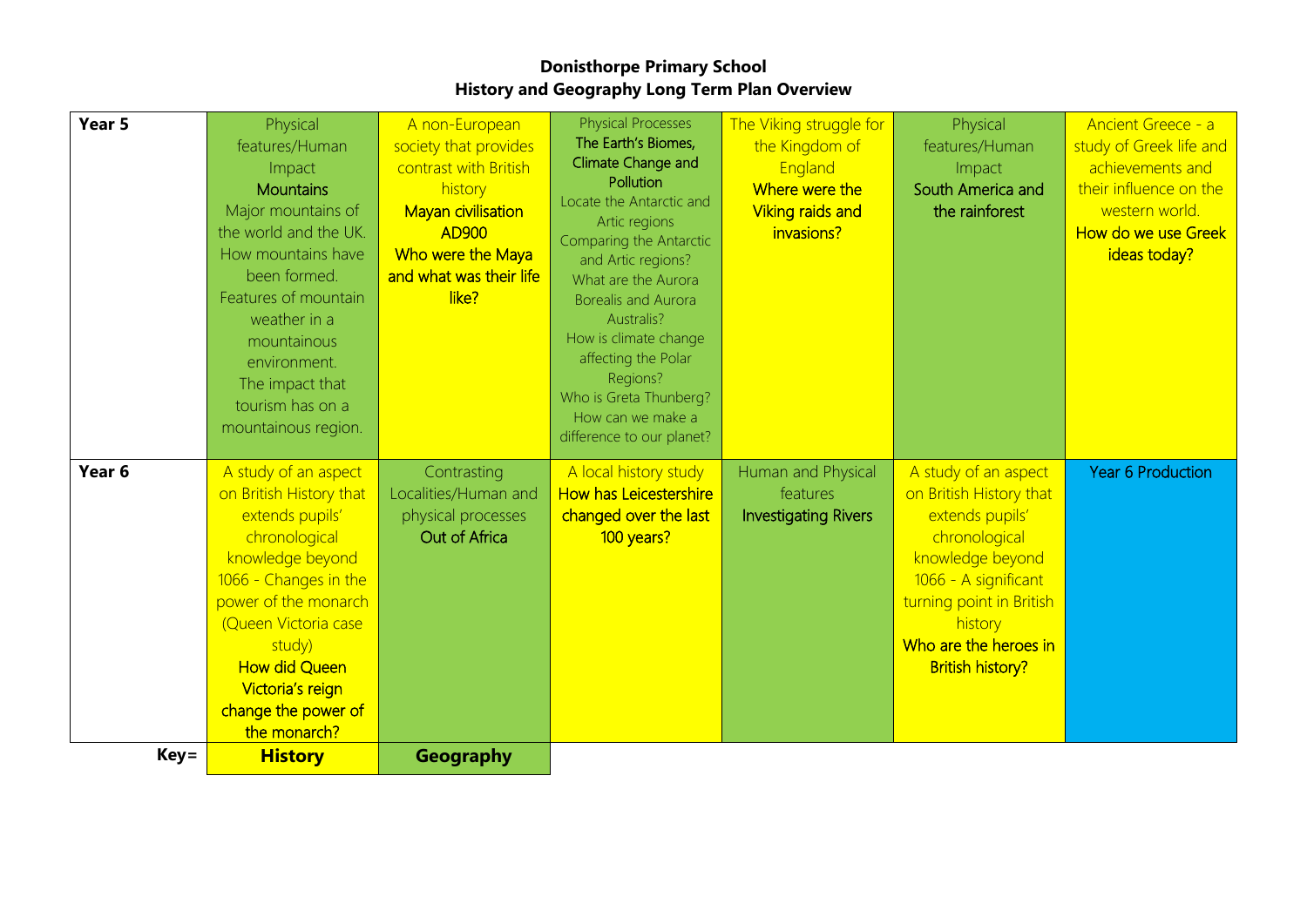**Donisthorpe Primary School**
**History and Geography Long Term Plan Overview**

| | | | | | | |
|---|---|---|---|---|---|---|
| **Year 5** | Physical features/Human Impact<br>Mountains<br>Major mountains of the world and the UK.<br>How mountains have been formed.<br>Features of mountain weather in a mountainous environment.<br>The impact that tourism has on a mountainous region. | A non-European society that provides contrast with British history<br>Mayan civilisation AD900<br>Who were the Maya and what was their life like? | Physical Processes<br>The Earth's Biomes, Climate Change and Pollution<br>Locate the Antarctic and Artic regions<br>Comparing the Antarctic and Artic regions?<br>What are the Aurora Borealis and Aurora Australis?<br>How is climate change affecting the Polar Regions?<br>Who is Greta Thunberg?<br>How can we make a difference to our planet? | The Viking struggle for the Kingdom of England<br>Where were the Viking raids and invasions? | Physical features/Human Impact<br>South America and the rainforest | Ancient Greece - a study of Greek life and achievements and their influence on the western world.<br>How do we use Greek ideas today? |
| **Year 6** | A study of an aspect on British History that extends pupils' chronological knowledge beyond 1066 - Changes in the power of the monarch (Queen Victoria case study)<br>How did Queen Victoria's reign change the power of the monarch? | Contrasting Localities/Human and physical processes<br>Out of Africa | A local history study<br>How has Leicestershire changed over the last 100 years? | Human and Physical features<br>Investigating Rivers | A study of an aspect on British History that extends pupils' chronological knowledge beyond 1066 - A significant turning point in British history<br>Who are the heroes in British history? | Year 6 Production |
| **Key=** | **History** | **Geography** | | | | |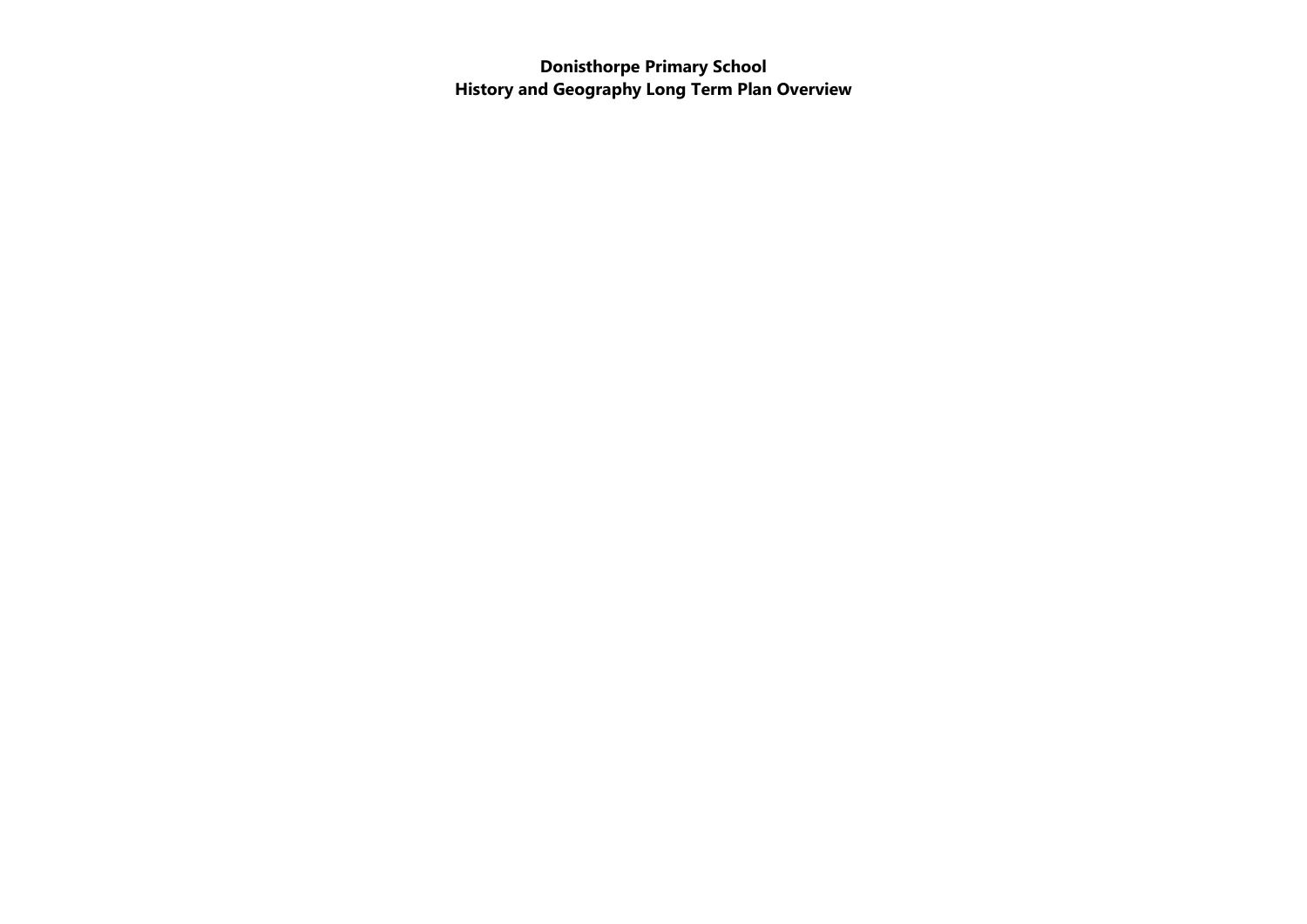**Donisthorpe Primary School**
**History and Geography Long Term Plan Overview**